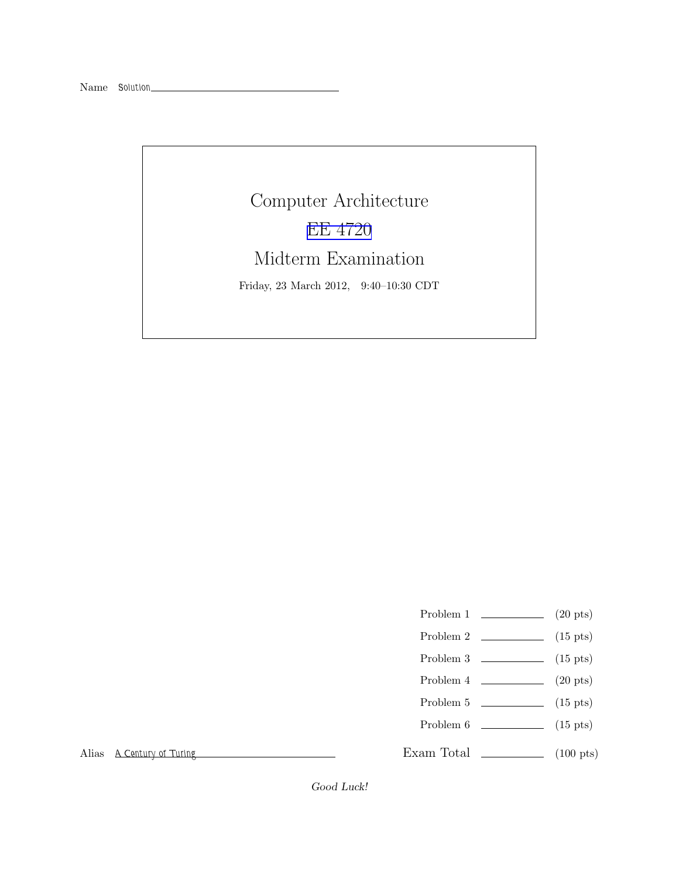Name Solution

# Computer Architecture

## EE 4720

## Midterm Examination

Friday, 23 March 2012, 9:40–10:30 CDT

| | | |
|---|---|---|
| Problem 1 | | (20 pts) |
| Problem 2 | | (15 pts) |
| Problem 3 | | (15 pts) |
| Problem 4 | | (20 pts) |
| Problem 5 | | (15 pts) |
| Problem 6 | | (15 pts) |
| Exam Total | | (100 pts) |

Alias A Century of Turing

*Good Luck!*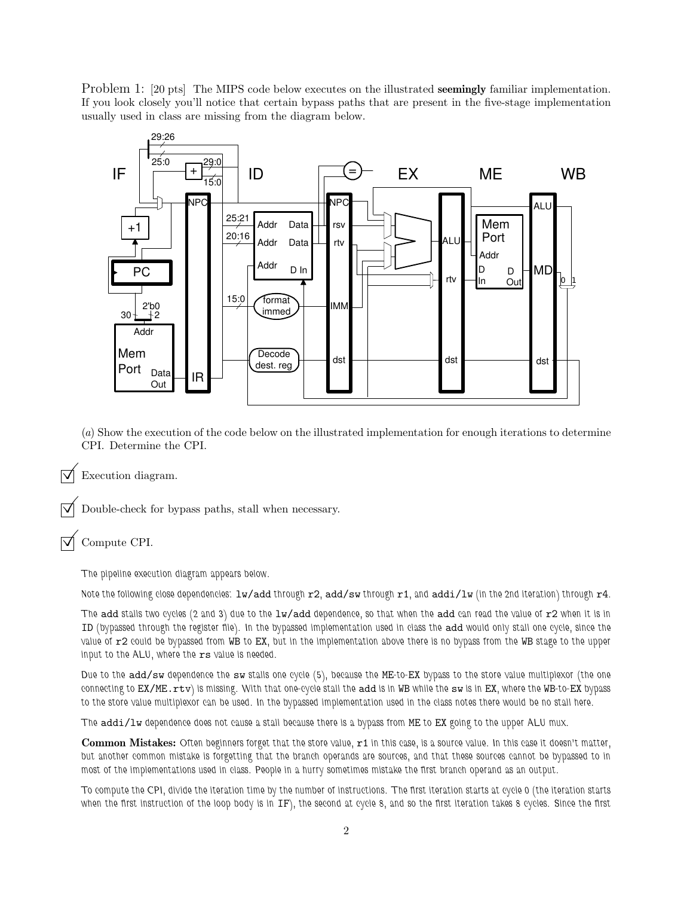Problem 1: [20 pts] The MIPS code below executes on the illustrated **seemingly** familiar implementation. If you look closely you'll notice that certain bypass paths that are present in the five-stage implementation usually used in class are missing from the diagram below.

(*a*) Show the execution of the code below on the illustrated implementation for enough iterations to determine CPI. Determine the CPI.

☑ Execution diagram.

☑ Double-check for bypass paths, stall when necessary.

☑ Compute CPI.

*The pipeline execution diagram appears below.*

*Note the following close dependencies:* `lw/add` *through* `r2`, `add/sw` *through* `r1`, *and* `addi/lw` *(in the 2nd iteration) through* `r4`.

*The* `add` *stalls two cycles (2 and 3) due to the* `lw/add` *dependence, so that when the* `add` *can read the value of* `r2` *when it is in* `ID` *(bypassed through the register file). In the bypassed implementation used in class the* `add` *would only stall one cycle, since the value of* `r2` *could be bypassed from* `WB` *to* `EX`, *but in the implementation above there is no bypass from the* `WB` *stage to the upper input to the* `ALU`, *where the* `rs` *value is needed.*

*Due to the* `add/sw` *dependence the* `sw` *stalls one cycle (5), because the* `ME`*-to-*`EX` *bypass to the store value multiplexor (the one connecting to* `EX/ME.rtv`*) is missing. With that one-cycle stall the* `add` *is in* `WB` *while the* `sw` *is in* `EX`, *where the* `WB`*-to-*`EX` *bypass to the store value multiplexor can be used. In the bypassed implementation used in the class notes there would be no stall here.*

*The* `addi/lw` *dependence does not cause a stall because there is a bypass from* `ME` *to* `EX` *going to the upper* `ALU` *mux.*

**Common Mistakes:** *Often beginners forget that the store value,* `r1` *in this case, is a source value. In this case it doesn't matter, but another common mistake is forgetting that the branch operands are sources, and that these sources cannot be bypassed to in most of the implementations used in class. People in a hurry sometimes mistake the first branch operand as an output.*

*To compute the CPI, divide the iteration time by the number of instructions. The first iteration starts at cycle 0 (the iteration starts when the first instruction of the loop body is in* `IF`*), the second at cycle 8, and so the first iteration takes 8 cycles. Since the first*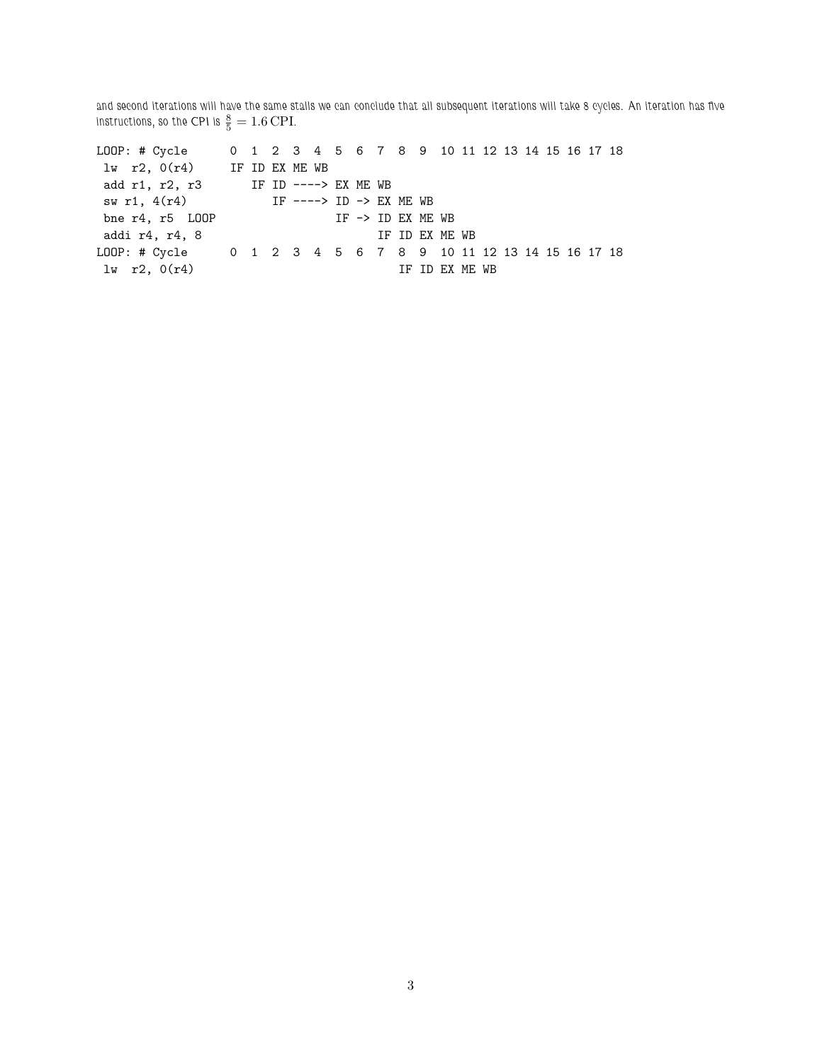and second iterations will have the same stalls we can conclude that all subsequent iterations will take 8 cycles. An iteration has five instructions, so the CPI is $\frac{8}{5} = 1.6\,\text{CPI}$.

```
LOOP: # Cycle      0  1  2  3  4  5  6  7  8  9  10 11 12 13 14 15 16 17 18
 lw  r2, 0(r4)     IF ID EX ME WB
 add r1, r2, r3       IF ID ----> EX ME WB
 sw r1, 4(r4)            IF ----> ID -> EX ME WB
 bne r4, r5  LOOP                 IF -> ID EX ME WB
 addi r4, r4, 8                         IF ID EX ME WB
LOOP: # Cycle      0  1  2  3  4  5  6  7  8  9  10 11 12 13 14 15 16 17 18
 lw  r2, 0(r4)                             IF ID EX ME WB
```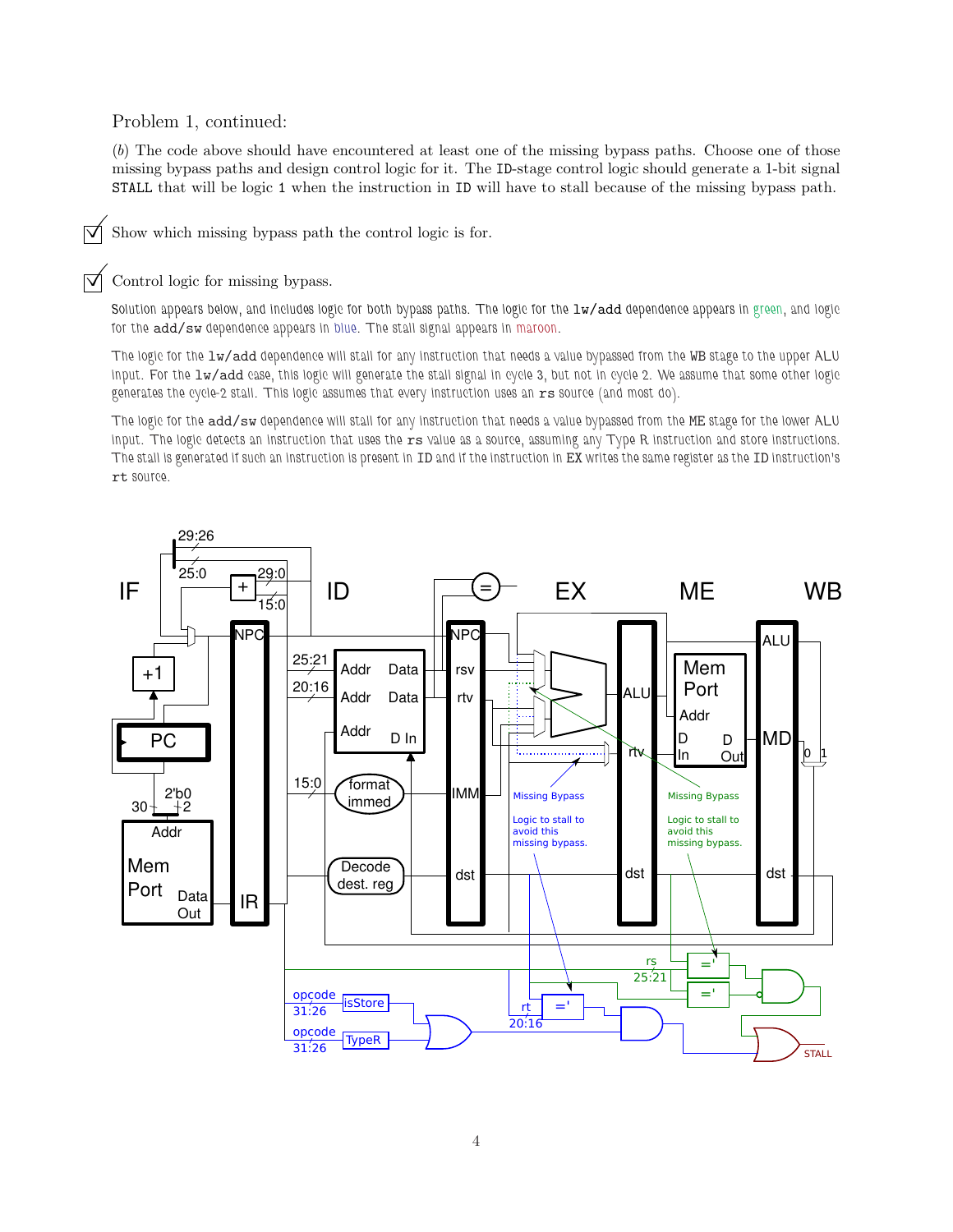Problem 1, continued:

(*b*) The code above should have encountered at least one of the missing bypass paths. Choose one of those missing bypass paths and design control logic for it. The ID-stage control logic should generate a 1-bit signal STALL that will be logic 1 when the instruction in ID will have to stall because of the missing bypass path.

☑ Show which missing bypass path the control logic is for.

☑ Control logic for missing bypass.

Solution appears below, and includes logic for both bypass paths. The logic for the `lw/add` dependence appears in green, and logic for the `add/sw` dependence appears in blue. The stall signal appears in maroon.

The logic for the `lw/add` dependence will stall for any instruction that needs a value bypassed from the WB stage to the upper ALU input. For the `lw/add` case, this logic will generate the stall signal in cycle 3, but not in cycle 2. We assume that some other logic generates the cycle-2 stall. This logic assumes that every instruction uses an `rs` source (and most do).

The logic for the `add/sw` dependence will stall for any instruction that needs a value bypassed from the ME stage for the lower ALU input. The logic detects an instruction that uses the `rs` value as a source, assuming any Type R instruction and store instructions. The stall is generated if such an instruction is present in ID and if the instruction in EX writes the same register as the ID instruction's `rt` source.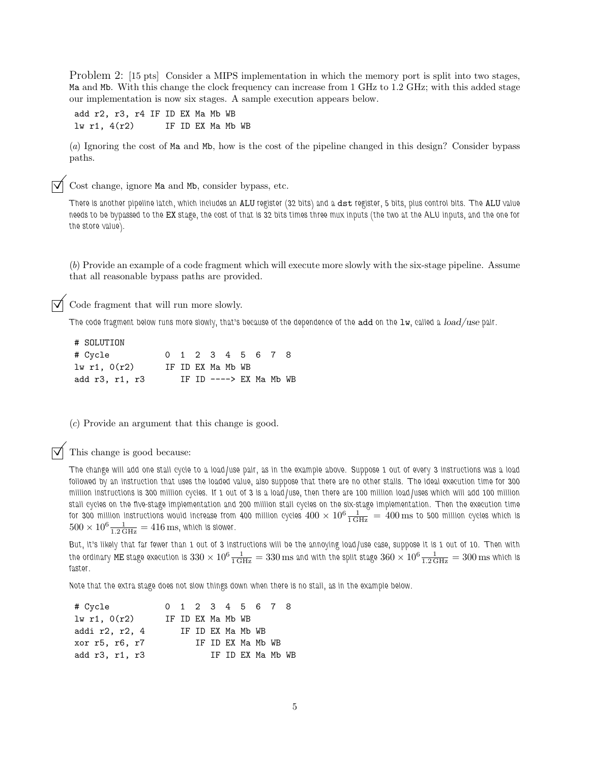Problem 2: [15 pts] Consider a MIPS implementation in which the memory port is split into two stages, Ma and Mb. With this change the clock frequency can increase from 1 GHz to 1.2 GHz; with this added stage our implementation is now six stages. A sample execution appears below.

```
add r2, r3, r4 IF ID EX Ma Mb WB
lw r1, 4(r2)      IF ID EX Ma Mb WB
```

(*a*) Ignoring the cost of Ma and Mb, how is the cost of the pipeline changed in this design? Consider bypass paths.

☑ Cost change, ignore Ma and Mb, consider bypass, etc.

There is another pipeline latch, which includes an ALU register (32 bits) and a dst register, 5 bits, plus control bits. The ALU value needs to be bypassed to the EX stage, the cost of that is 32 bits times three mux inputs (the two at the ALU inputs, and the one for the store value).

(*b*) Provide an example of a code fragment which will execute more slowly with the six-stage pipeline. Assume that all reasonable bypass paths are provided.

☑ Code fragment that will run more slowly.

The code fragment below runs more slowly, that's because of the dependence of the add on the lw, called a *load/use* pair.

```
# SOLUTION
# Cycle          0  1  2  3  4  5  6  7  8
lw r1, 0(r2)     IF ID EX Ma Mb WB
add r3, r1, r3      IF ID ----> EX Ma Mb WB
```

(*c*) Provide an argument that this change is good.

☑ This change is good because:

The change will add one stall cycle to a load/use pair, as in the example above. Suppose 1 out of every 3 instructions was a load followed by an instruction that uses the loaded value, also suppose that there are no other stalls. The ideal execution time for 300 million instructions is 300 million cycles. If 1 out of 3 is a load/use, then there are 100 million load/uses which will add 100 million stall cycles on the five-stage implementation and 200 million stall cycles on the six-stage implementation. Then the execution time for 300 million instructions would increase from 400 million cycles $400 \times 10^6 \frac{1}{1\,\text{GHz}} = 400\,\text{ms}$ to 500 million cycles which is $500 \times 10^6 \frac{1}{1.2\,\text{GHz}} = 416\,\text{ms}$, which is slower.

But, it's likely that far fewer than 1 out of 3 instructions will be the annoying load/use case, suppose it is 1 out of 10. Then with the ordinary ME stage execution is $330 \times 10^6 \frac{1}{1\,\text{GHz}} = 330\,\text{ms}$ and with the split stage $360 \times 10^6 \frac{1}{1.2\,\text{GHz}} = 300\,\text{ms}$ which is faster.

Note that the extra stage does not slow things down when there is no stall, as in the example below.

```
# Cycle          0  1  2  3  4  5  6  7  8
lw r1, 0(r2)     IF ID EX Ma Mb WB
addi r2, r2, 4      IF ID EX Ma Mb WB
xor r5, r6, r7         IF ID EX Ma Mb WB
add r3, r1, r3            IF ID EX Ma Mb WB
```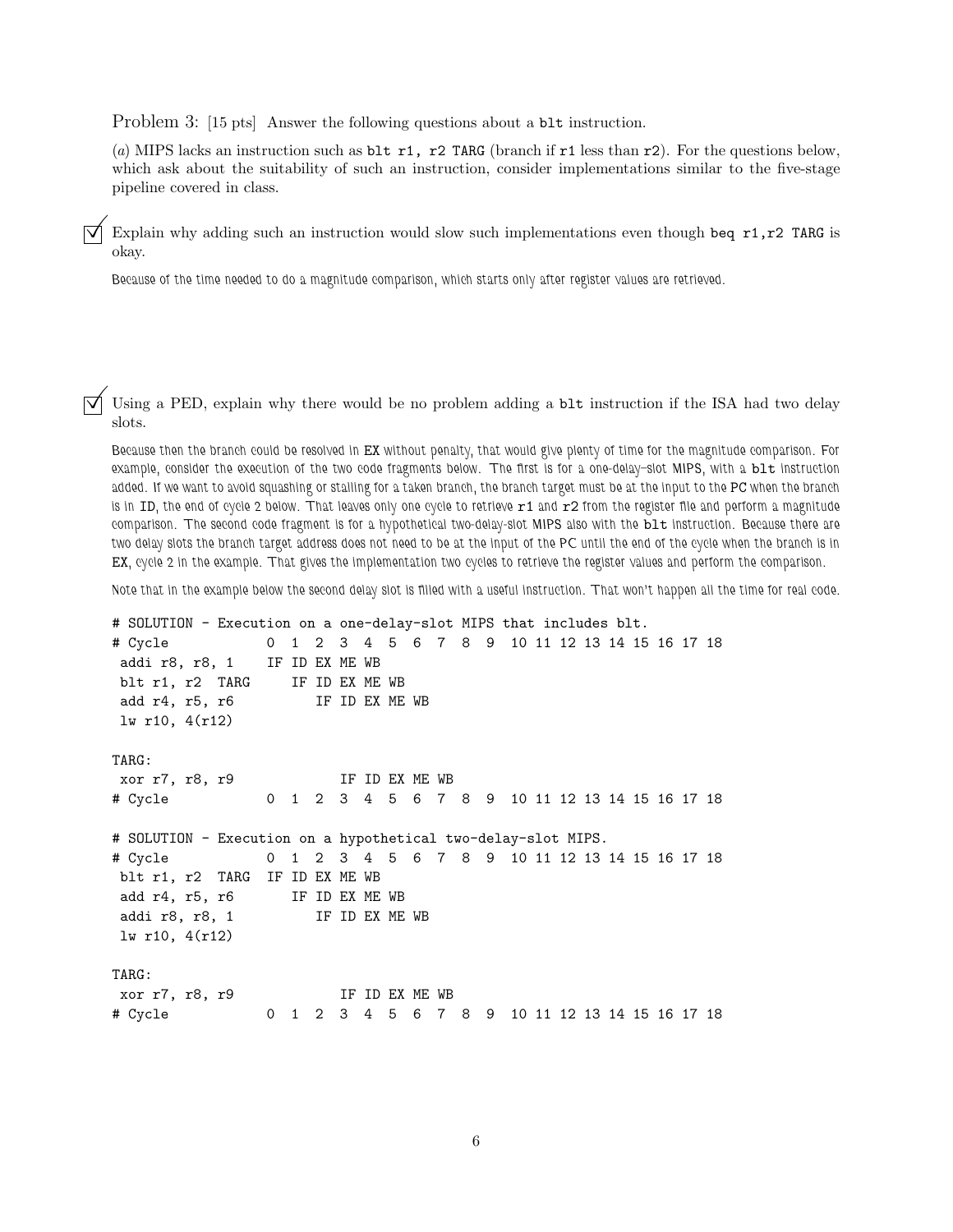Problem 3: [15 pts] Answer the following questions about a `blt` instruction.

(*a*) MIPS lacks an instruction such as `blt r1, r2 TARG` (branch if `r1` less than `r2`). For the questions below, which ask about the suitability of such an instruction, consider implementations similar to the five-stage pipeline covered in class.

☑ Explain why adding such an instruction would slow such implementations even though `beq r1,r2 TARG` is okay.

*Because of the time needed to do a magnitude comparison, which starts only after register values are retrieved.*

☑ Using a PED, explain why there would be no problem adding a `blt` instruction if the ISA had two delay slots.

*Because then the branch could be resolved in EX without penalty, that would give plenty of time for the magnitude comparison. For example, consider the execution of the two code fragments below. The first is for a one-delay-slot MIPS, with a `blt` instruction added. If we want to avoid squashing or stalling for a taken branch, the branch target must be at the input to the PC when the branch is in ID, the end of cycle 2 below. That leaves only one cycle to retrieve `r1` and `r2` from the register file and perform a magnitude comparison. The second code fragment is for a hypothetical two-delay-slot MIPS also with the `blt` instruction. Because there are two delay slots the branch target address does not need to be at the input of the PC until the end of the cycle when the branch is in EX, cycle 2 in the example. That gives the implementation two cycles to retrieve the register values and perform the comparison.*

*Note that in the example below the second delay slot is filled with a useful instruction. That won't happen all the time for real code.*

```
# SOLUTION - Execution on a one-delay-slot MIPS that includes blt.
# Cycle          0  1  2  3  4  5  6  7  8  9  10 11 12 13 14 15 16 17 18
 addi r8, r8, 1   IF ID EX ME WB
 blt r1, r2  TARG    IF ID EX ME WB
 add r4, r5, r6         IF ID EX ME WB
 lw r10, 4(r12)

TARG:
 xor r7, r8, r9            IF ID EX ME WB
# Cycle          0  1  2  3  4  5  6  7  8  9  10 11 12 13 14 15 16 17 18

# SOLUTION - Execution on a hypothetical two-delay-slot MIPS.
# Cycle          0  1  2  3  4  5  6  7  8  9  10 11 12 13 14 15 16 17 18
 blt r1, r2  TARG IF ID EX ME WB
 add r4, r5, r6      IF ID EX ME WB
 addi r8, r8, 1         IF ID EX ME WB
 lw r10, 4(r12)

TARG:
 xor r7, r8, r9            IF ID EX ME WB
# Cycle          0  1  2  3  4  5  6  7  8  9  10 11 12 13 14 15 16 17 18
```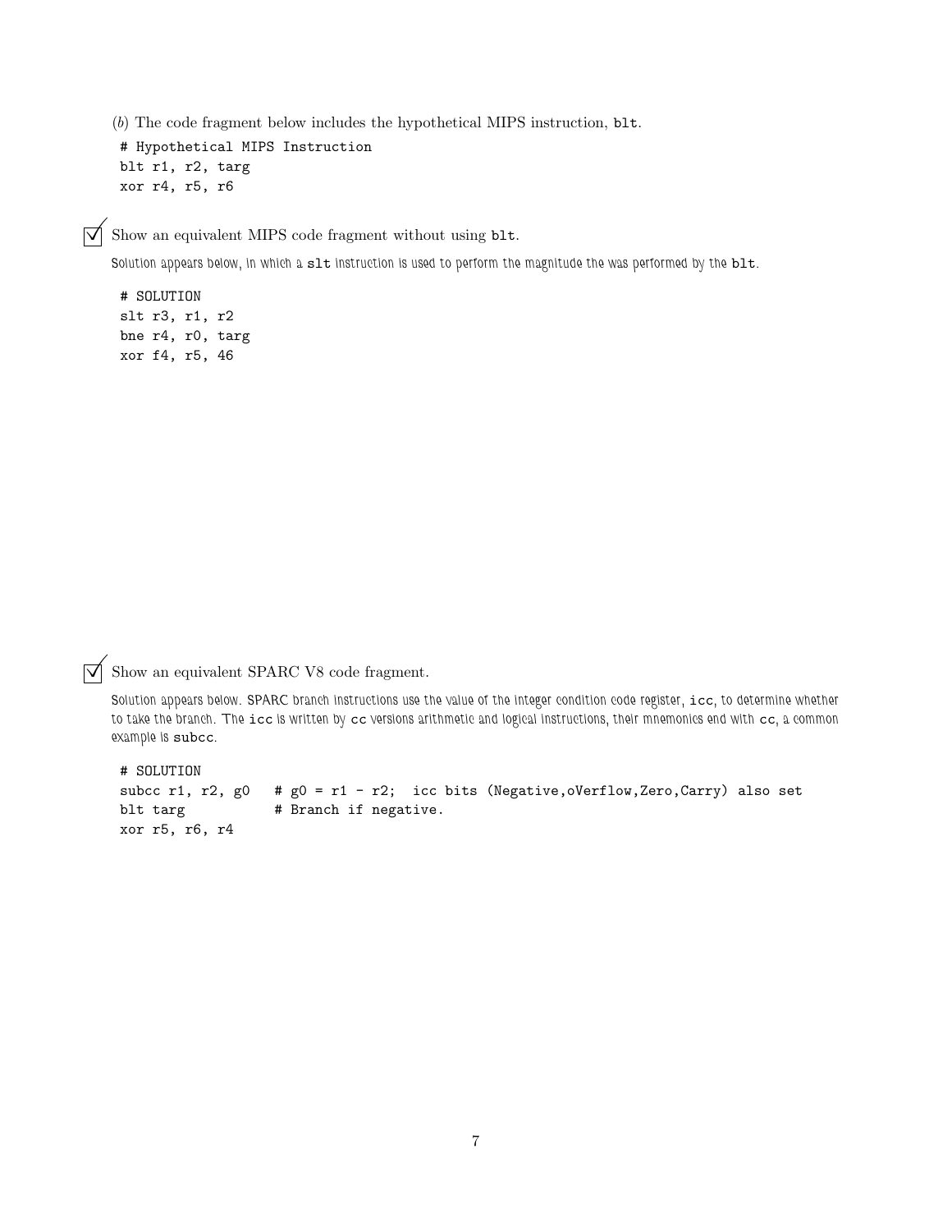(*b*) The code fragment below includes the hypothetical MIPS instruction, `blt`.

```
# Hypothetical MIPS Instruction
blt r1, r2, targ
xor r4, r5, r6
```

☑ Show an equivalent MIPS code fragment without using `blt`.

*Solution appears below, in which a `slt` instruction is used to perform the magnitude the was performed by the `blt`.*

```
# SOLUTION
slt r3, r1, r2
bne r4, r0, targ
xor f4, r5, 46
```

☑ Show an equivalent SPARC V8 code fragment.

*Solution appears below. SPARC branch instructions use the value of the integer condition code register, `icc`, to determine whether to take the branch. The `icc` is written by `cc` versions arithmetic and logical instructions, their mnemonics end with `cc`, a common example is `subcc`.*

```
# SOLUTION
subcc r1, r2, g0   # g0 = r1 - r2;  icc bits (Negative,oVerflow,Zero,Carry) also set
blt targ           # Branch if negative.
xor r5, r6, r4
```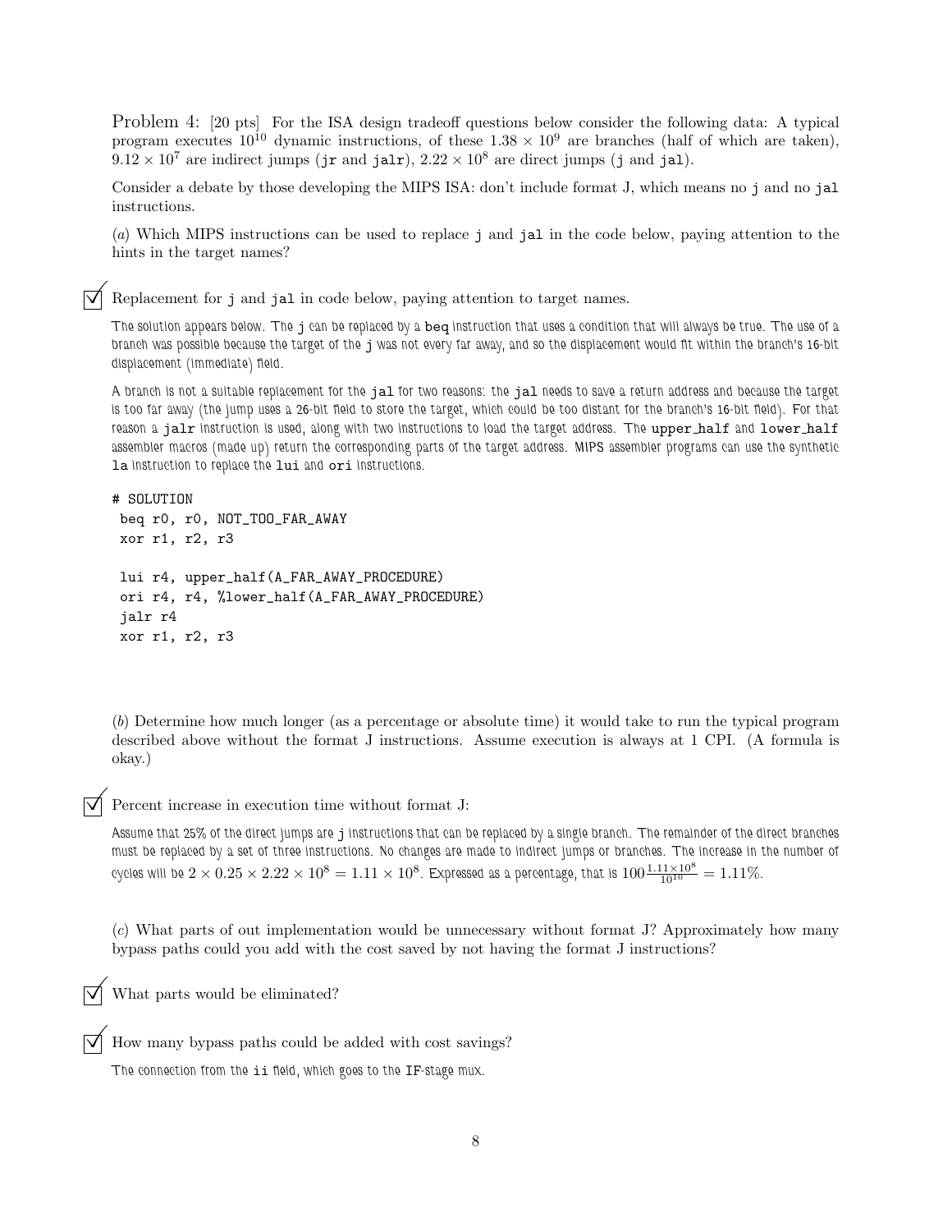Problem 4: [20 pts] For the ISA design tradeoff questions below consider the following data: A typical program executes $10^{10}$ dynamic instructions, of these $1.38 \times 10^9$ are branches (half of which are taken), $9.12 \times 10^7$ are indirect jumps (`jr` and `jalr`), $2.22 \times 10^8$ are direct jumps (`j` and `jal`).

Consider a debate by those developing the MIPS ISA: don't include format J, which means no `j` and no `jal` instructions.

(*a*) Which MIPS instructions can be used to replace `j` and `jal` in the code below, paying attention to the hints in the target names?

☑ Replacement for `j` and `jal` in code below, paying attention to target names.

The solution appears below. The `j` can be replaced by a `beq` instruction that uses a condition that will always be true. The use of a branch was possible because the target of the `j` was not every far away, and so the displacement would fit within the branch's 16-bit displacement (immediate) field.

A branch is not a suitable replacement for the `jal` for two reasons: the `jal` needs to save a return address and because the target is too far away (the jump uses a 26-bit field to store the target, which could be too distant for the branch's 16-bit field). For that reason a `jalr` instruction is used, along with two instructions to load the target address. The `upper_half` and `lower_half` assembler macros (made up) return the corresponding parts of the target address. MIPS assembler programs can use the synthetic `la` instruction to replace the `lui` and `ori` instructions.

```
# SOLUTION
 beq r0, r0, NOT_TOO_FAR_AWAY
 xor r1, r2, r3

 lui r4, upper_half(A_FAR_AWAY_PROCEDURE)
 ori r4, r4, %lower_half(A_FAR_AWAY_PROCEDURE)
 jalr r4
 xor r1, r2, r3
```

(*b*) Determine how much longer (as a percentage or absolute time) it would take to run the typical program described above without the format J instructions. Assume execution is always at 1 CPI. (A formula is okay.)

☑ Percent increase in execution time without format J:

Assume that 25% of the direct jumps are `j` instructions that can be replaced by a single branch. The remainder of the direct branches must be replaced by a set of three instructions. No changes are made to indirect jumps or branches. The increase in the number of cycles will be $2 \times 0.25 \times 2.22 \times 10^8 = 1.11 \times 10^8$. Expressed as a percentage, that is $100 \frac{1.11 \times 10^8}{10^{10}} = 1.11\%$.

(*c*) What parts of out implementation would be unnecessary without format J? Approximately how many bypass paths could you add with the cost saved by not having the format J instructions?

☑ What parts would be eliminated?

☑ How many bypass paths could be added with cost savings?

The connection from the `ii` field, which goes to the `IF`-stage mux.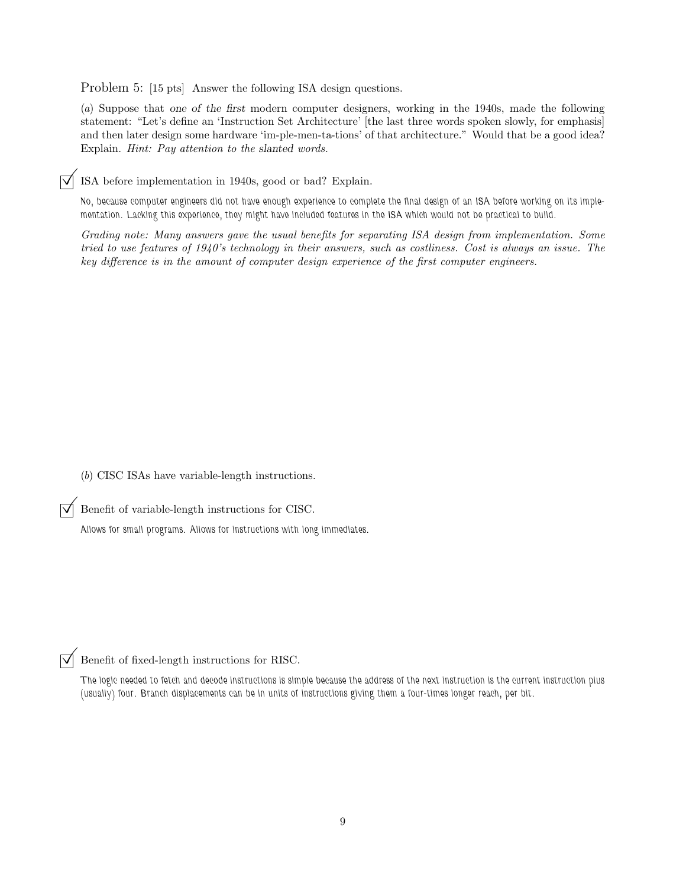Problem 5: [15 pts] Answer the following ISA design questions.

(*a*) Suppose that *one of the first* modern computer designers, working in the 1940s, made the following statement: "Let's define an 'Instruction Set Architecture' [the last three words spoken slowly, for emphasis] and then later design some hardware 'im-ple-men-ta-tions' of that architecture." Would that be a good idea? Explain. *Hint: Pay attention to the slanted words.*

☑ ISA before implementation in 1940s, good or bad? Explain.

No, because computer engineers did not have enough experience to complete the final design of an ISA before working on its implementation. Lacking this experience, they might have included features in the ISA which would not be practical to build.

*Grading note: Many answers gave the usual benefits for separating ISA design from implementation. Some tried to use features of 1940's technology in their answers, such as costliness. Cost is always an issue. The key difference is in the amount of computer design experience of the first computer engineers.*

(*b*) CISC ISAs have variable-length instructions.

☑ Benefit of variable-length instructions for CISC.

Allows for small programs. Allows for instructions with long immediates.

☑ Benefit of fixed-length instructions for RISC.

The logic needed to fetch and decode instructions is simple because the address of the next instruction is the current instruction plus (usually) four. Branch displacements can be in units of instructions giving them a four-times longer reach, per bit.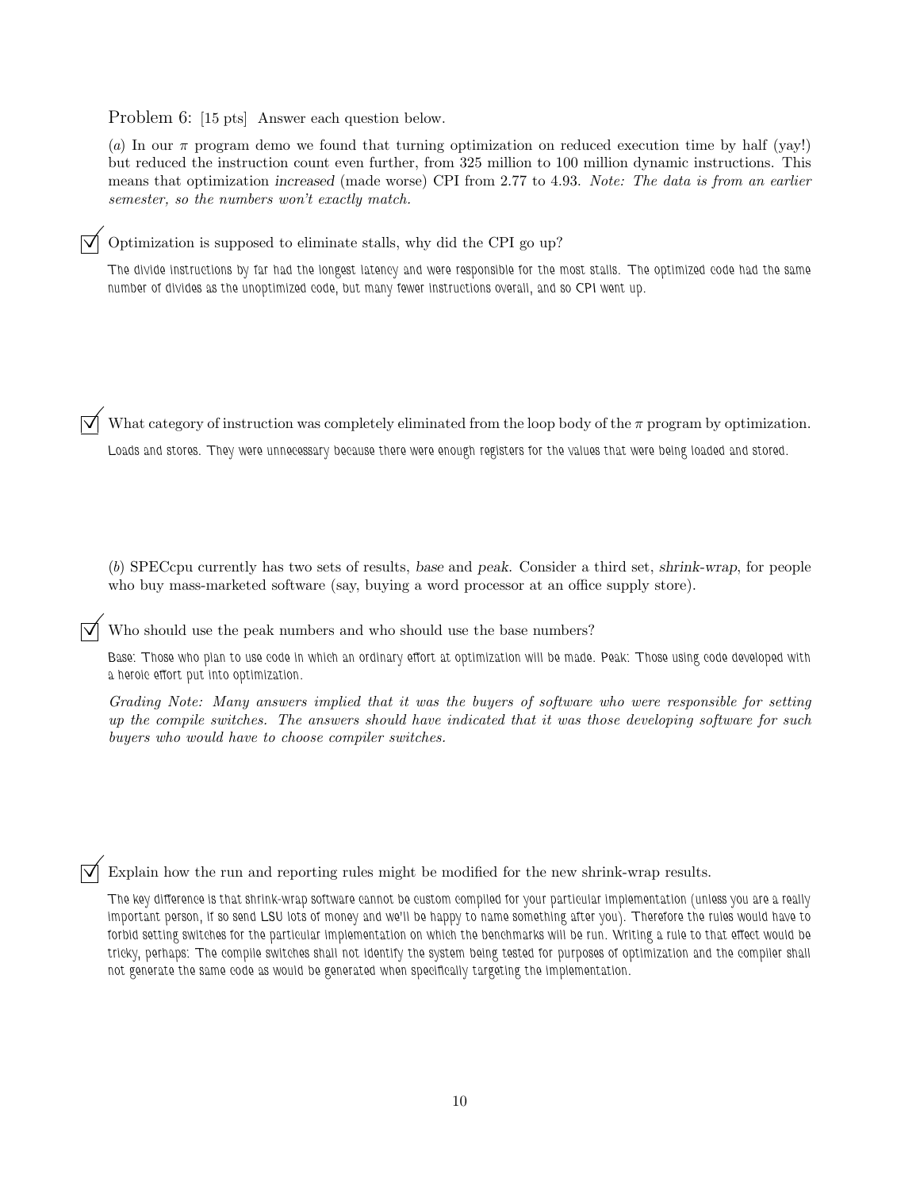Problem 6: [15 pts] Answer each question below.

(*a*) In our $\pi$ program demo we found that turning optimization on reduced execution time by half (yay!) but reduced the instruction count even further, from 325 million to 100 million dynamic instructions. This means that optimization *increased* (made worse) CPI from 2.77 to 4.93. *Note: The data is from an earlier semester, so the numbers won't exactly match.*

☑ Optimization is supposed to eliminate stalls, why did the CPI go up?

The divide instructions by far had the longest latency and were responsible for the most stalls. The optimized code had the same number of divides as the unoptimized code, but many fewer instructions overall, and so CPI went up.

☑ What category of instruction was completely eliminated from the loop body of the $\pi$ program by optimization.

Loads and stores. They were unnecessary because there were enough registers for the values that were being loaded and stored.

(*b*) SPECcpu currently has two sets of results, *base* and *peak*. Consider a third set, *shrink-wrap*, for people who buy mass-marketed software (say, buying a word processor at an office supply store).

☑ Who should use the peak numbers and who should use the base numbers?

Base: Those who plan to use code in which an ordinary effort at optimization will be made. Peak: Those using code developed with a heroic effort put into optimization.

*Grading Note: Many answers implied that it was the buyers of software who were responsible for setting up the compile switches. The answers should have indicated that it was those developing software for such buyers who would have to choose compiler switches.*

☑ Explain how the run and reporting rules might be modified for the new shrink-wrap results.

The key difference is that shrink-wrap software cannot be custom compiled for your particular implementation (unless you are a really important person, if so send LSU lots of money and we'll be happy to name something after you). Therefore the rules would have to forbid setting switches for the particular implementation on which the benchmarks will be run. Writing a rule to that effect would be tricky, perhaps: The compile switches shall not identify the system being tested for purposes of optimization and the compiler shall not generate the same code as would be generated when specifically targeting the implementation.